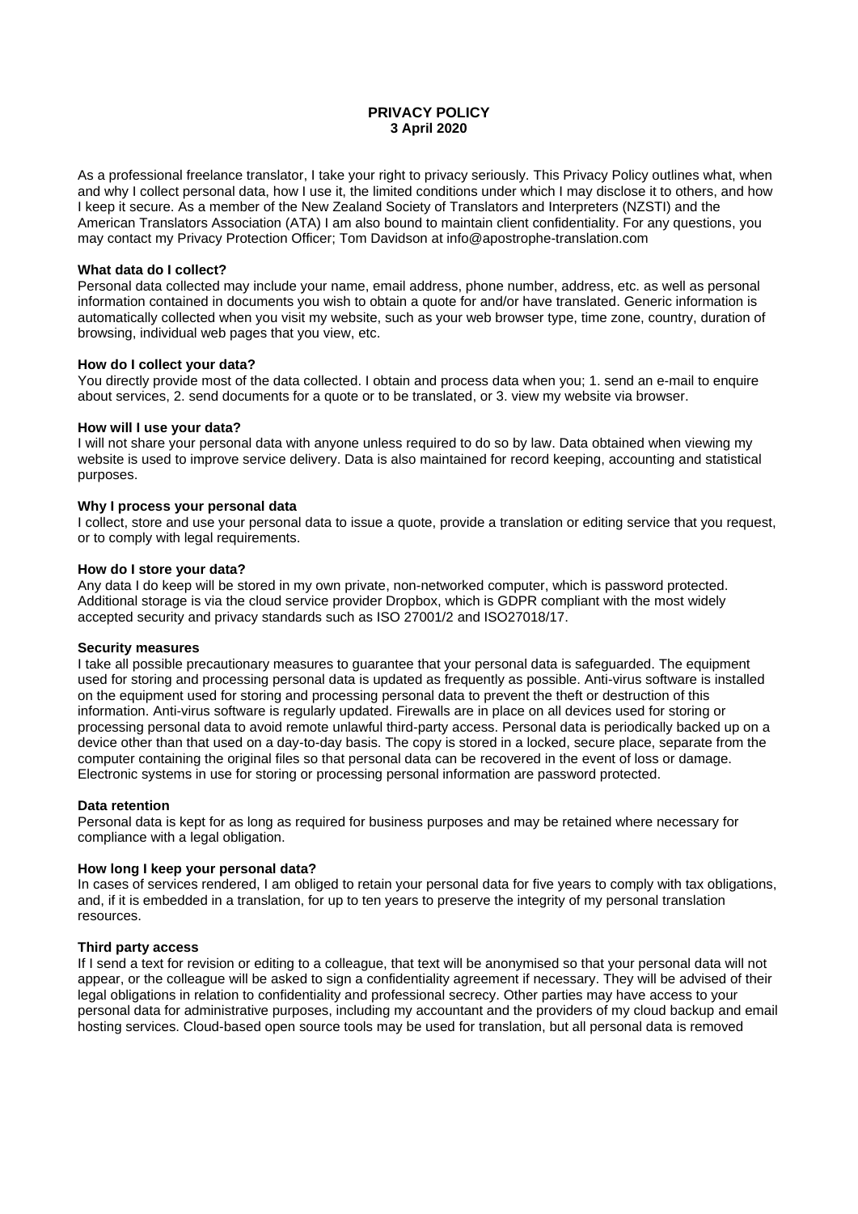# PRIVACY POLICY
**3 April 2020**

As a professional freelance translator, I take your right to privacy seriously. This Privacy Policy outlines what, when and why I collect personal data, how I use it, the limited conditions under which I may disclose it to others, and how I keep it secure. As a member of the New Zealand Society of Translators and Interpreters (NZSTI) and the American Translators Association (ATA) I am also bound to maintain client confidentiality. For any questions, you may contact my Privacy Protection Officer; Tom Davidson at info@apostrophe-translation.com

**What data do I collect?**
Personal data collected may include your name, email address, phone number, address, etc. as well as personal information contained in documents you wish to obtain a quote for and/or have translated. Generic information is automatically collected when you visit my website, such as your web browser type, time zone, country, duration of browsing, individual web pages that you view, etc.

**How do I collect your data?**
You directly provide most of the data collected. I obtain and process data when you; 1. send an e-mail to enquire about services, 2. send documents for a quote or to be translated, or 3. view my website via browser.

**How will I use your data?**
I will not share your personal data with anyone unless required to do so by law. Data obtained when viewing my website is used to improve service delivery. Data is also maintained for record keeping, accounting and statistical purposes.

**Why I process your personal data**
I collect, store and use your personal data to issue a quote, provide a translation or editing service that you request, or to comply with legal requirements.

**How do I store your data?**
Any data I do keep will be stored in my own private, non-networked computer, which is password protected. Additional storage is via the cloud service provider Dropbox, which is GDPR compliant with the most widely accepted security and privacy standards such as ISO 27001/2 and ISO27018/17.

**Security measures**
I take all possible precautionary measures to guarantee that your personal data is safeguarded. The equipment used for storing and processing personal data is updated as frequently as possible. Anti-virus software is installed on the equipment used for storing and processing personal data to prevent the theft or destruction of this information. Anti-virus software is regularly updated. Firewalls are in place on all devices used for storing or processing personal data to avoid remote unlawful third-party access. Personal data is periodically backed up on a device other than that used on a day-to-day basis. The copy is stored in a locked, secure place, separate from the computer containing the original files so that personal data can be recovered in the event of loss or damage. Electronic systems in use for storing or processing personal information are password protected.

**Data retention**
Personal data is kept for as long as required for business purposes and may be retained where necessary for compliance with a legal obligation.

**How long I keep your personal data?**
In cases of services rendered, I am obliged to retain your personal data for five years to comply with tax obligations, and, if it is embedded in a translation, for up to ten years to preserve the integrity of my personal translation resources.

**Third party access**
If I send a text for revision or editing to a colleague, that text will be anonymised so that your personal data will not appear, or the colleague will be asked to sign a confidentiality agreement if necessary. They will be advised of their legal obligations in relation to confidentiality and professional secrecy. Other parties may have access to your personal data for administrative purposes, including my accountant and the providers of my cloud backup and email hosting services. Cloud-based open source tools may be used for translation, but all personal data is removed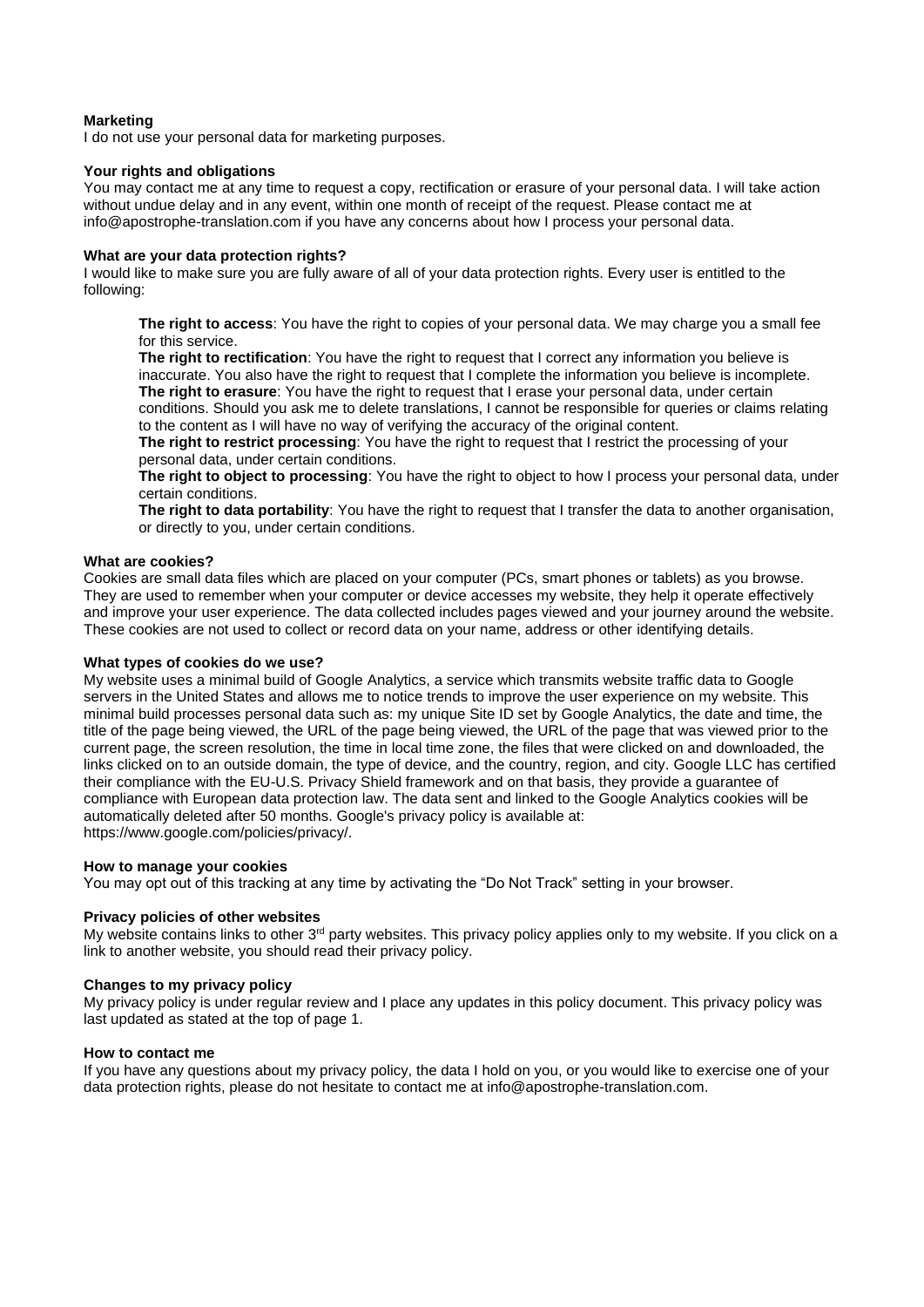**Marketing**
I do not use your personal data for marketing purposes.

**Your rights and obligations**
You may contact me at any time to request a copy, rectification or erasure of your personal data. I will take action without undue delay and in any event, within one month of receipt of the request. Please contact me at info@apostrophe-translation.com if you have any concerns about how I process your personal data.

**What are your data protection rights?**
I would like to make sure you are fully aware of all of your data protection rights. Every user is entitled to the following:

> **The right to access**: You have the right to copies of your personal data. We may charge you a small fee for this service.
> **The right to rectification**: You have the right to request that I correct any information you believe is inaccurate. You also have the right to request that I complete the information you believe is incomplete.
> **The right to erasure**: You have the right to request that I erase your personal data, under certain conditions. Should you ask me to delete translations, I cannot be responsible for queries or claims relating to the content as I will have no way of verifying the accuracy of the original content.
> **The right to restrict processing**: You have the right to request that I restrict the processing of your personal data, under certain conditions.
> **The right to object to processing**: You have the right to object to how I process your personal data, under certain conditions.
> **The right to data portability**: You have the right to request that I transfer the data to another organisation, or directly to you, under certain conditions.

**What are cookies?**
Cookies are small data files which are placed on your computer (PCs, smart phones or tablets) as you browse. They are used to remember when your computer or device accesses my website, they help it operate effectively and improve your user experience. The data collected includes pages viewed and your journey around the website. These cookies are not used to collect or record data on your name, address or other identifying details.

**What types of cookies do we use?**
My website uses a minimal build of Google Analytics, a service which transmits website traffic data to Google servers in the United States and allows me to notice trends to improve the user experience on my website. This minimal build processes personal data such as: my unique Site ID set by Google Analytics, the date and time, the title of the page being viewed, the URL of the page being viewed, the URL of the page that was viewed prior to the current page, the screen resolution, the time in local time zone, the files that were clicked on and downloaded, the links clicked on to an outside domain, the type of device, and the country, region, and city. Google LLC has certified their compliance with the EU-U.S. Privacy Shield framework and on that basis, they provide a guarantee of compliance with European data protection law. The data sent and linked to the Google Analytics cookies will be automatically deleted after 50 months. Google's privacy policy is available at: https://www.google.com/policies/privacy/.

**How to manage your cookies**
You may opt out of this tracking at any time by activating the “Do Not Track” setting in your browser.

**Privacy policies of other websites**
My website contains links to other 3rd party websites. This privacy policy applies only to my website. If you click on a link to another website, you should read their privacy policy.

**Changes to my privacy policy**
My privacy policy is under regular review and I place any updates in this policy document. This privacy policy was last updated as stated at the top of page 1.

**How to contact me**
If you have any questions about my privacy policy, the data I hold on you, or you would like to exercise one of your data protection rights, please do not hesitate to contact me at info@apostrophe-translation.com.